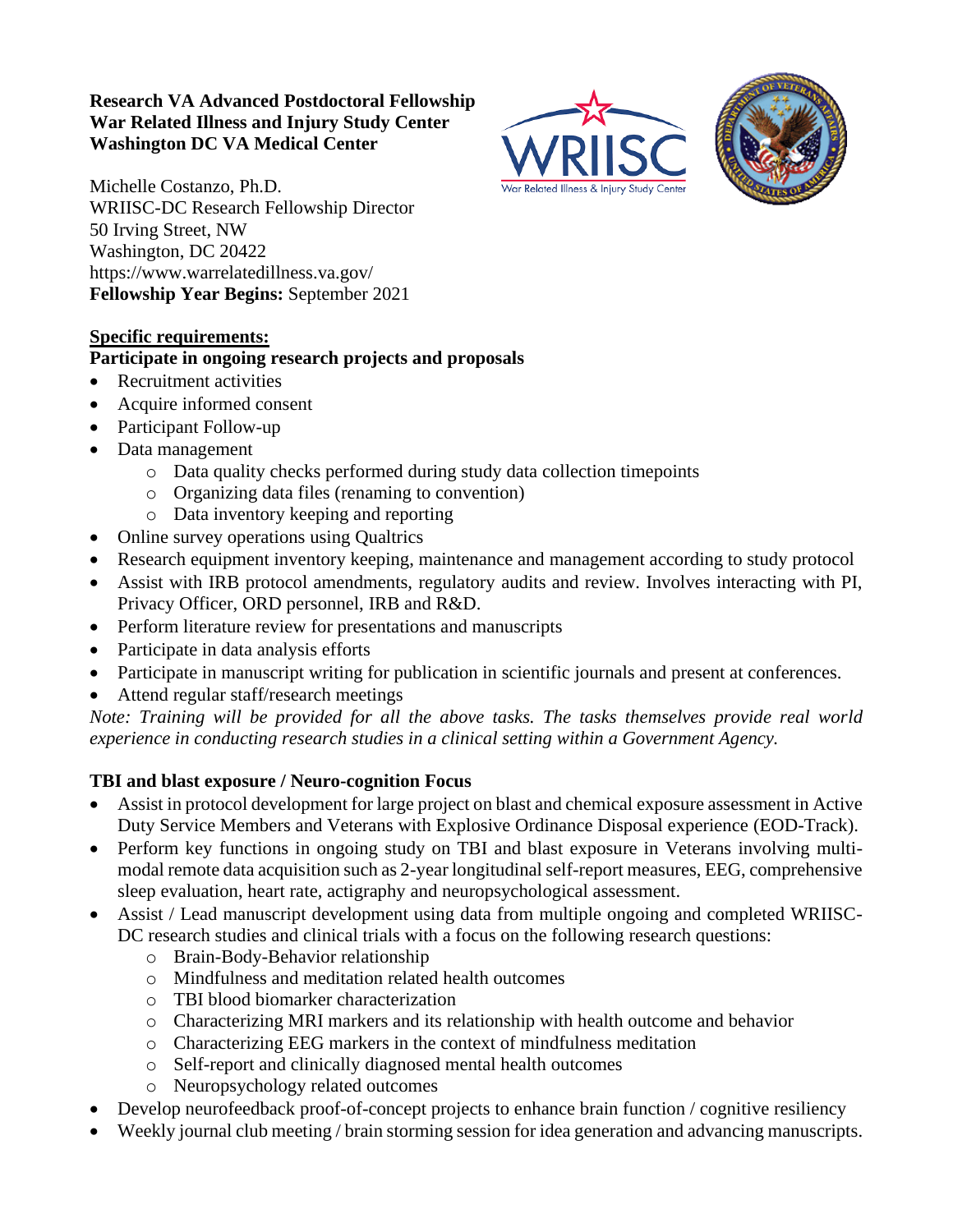**Research VA Advanced Postdoctoral Fellowship**
**War Related Illness and Injury Study Center**
**Washington DC VA Medical Center**

Michelle Costanzo, Ph.D.
WRIISC-DC Research Fellowship Director
50 Irving Street, NW
Washington, DC 20422
https://www.warrelatedillness.va.gov/
**Fellowship Year Begins:** September 2021

**Specific requirements:**

**Participate in ongoing research projects and proposals**

- Recruitment activities
- Acquire informed consent
- Participant Follow-up
- Data management
  - Data quality checks performed during study data collection timepoints
  - Organizing data files (renaming to convention)
  - Data inventory keeping and reporting
- Online survey operations using Qualtrics
- Research equipment inventory keeping, maintenance and management according to study protocol
- Assist with IRB protocol amendments, regulatory audits and review. Involves interacting with PI, Privacy Officer, ORD personnel, IRB and R&D.
- Perform literature review for presentations and manuscripts
- Participate in data analysis efforts
- Participate in manuscript writing for publication in scientific journals and present at conferences.
- Attend regular staff/research meetings

*Note: Training will be provided for all the above tasks. The tasks themselves provide real world experience in conducting research studies in a clinical setting within a Government Agency.*

**TBI and blast exposure / Neuro-cognition Focus**

- Assist in protocol development for large project on blast and chemical exposure assessment in Active Duty Service Members and Veterans with Explosive Ordinance Disposal experience (EOD-Track).
- Perform key functions in ongoing study on TBI and blast exposure in Veterans involving multi-modal remote data acquisition such as 2-year longitudinal self-report measures, EEG, comprehensive sleep evaluation, heart rate, actigraphy and neuropsychological assessment.
- Assist / Lead manuscript development using data from multiple ongoing and completed WRIISC-DC research studies and clinical trials with a focus on the following research questions:
  - Brain-Body-Behavior relationship
  - Mindfulness and meditation related health outcomes
  - TBI blood biomarker characterization
  - Characterizing MRI markers and its relationship with health outcome and behavior
  - Characterizing EEG markers in the context of mindfulness meditation
  - Self-report and clinically diagnosed mental health outcomes
  - Neuropsychology related outcomes
- Develop neurofeedback proof-of-concept projects to enhance brain function / cognitive resiliency
- Weekly journal club meeting / brain storming session for idea generation and advancing manuscripts.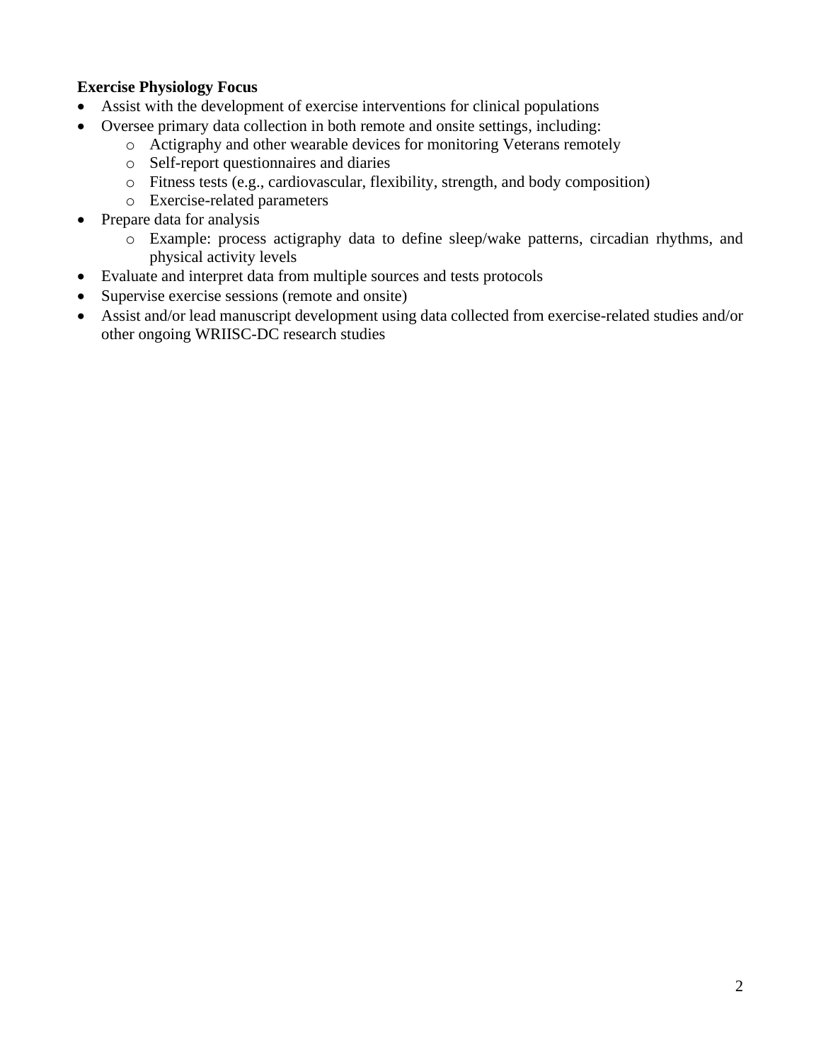**Exercise Physiology Focus**

- Assist with the development of exercise interventions for clinical populations
- Oversee primary data collection in both remote and onsite settings, including:
  - Actigraphy and other wearable devices for monitoring Veterans remotely
  - Self-report questionnaires and diaries
  - Fitness tests (e.g., cardiovascular, flexibility, strength, and body composition)
  - Exercise-related parameters
- Prepare data for analysis
  - Example: process actigraphy data to define sleep/wake patterns, circadian rhythms, and physical activity levels
- Evaluate and interpret data from multiple sources and tests protocols
- Supervise exercise sessions (remote and onsite)
- Assist and/or lead manuscript development using data collected from exercise-related studies and/or other ongoing WRIISC-DC research studies